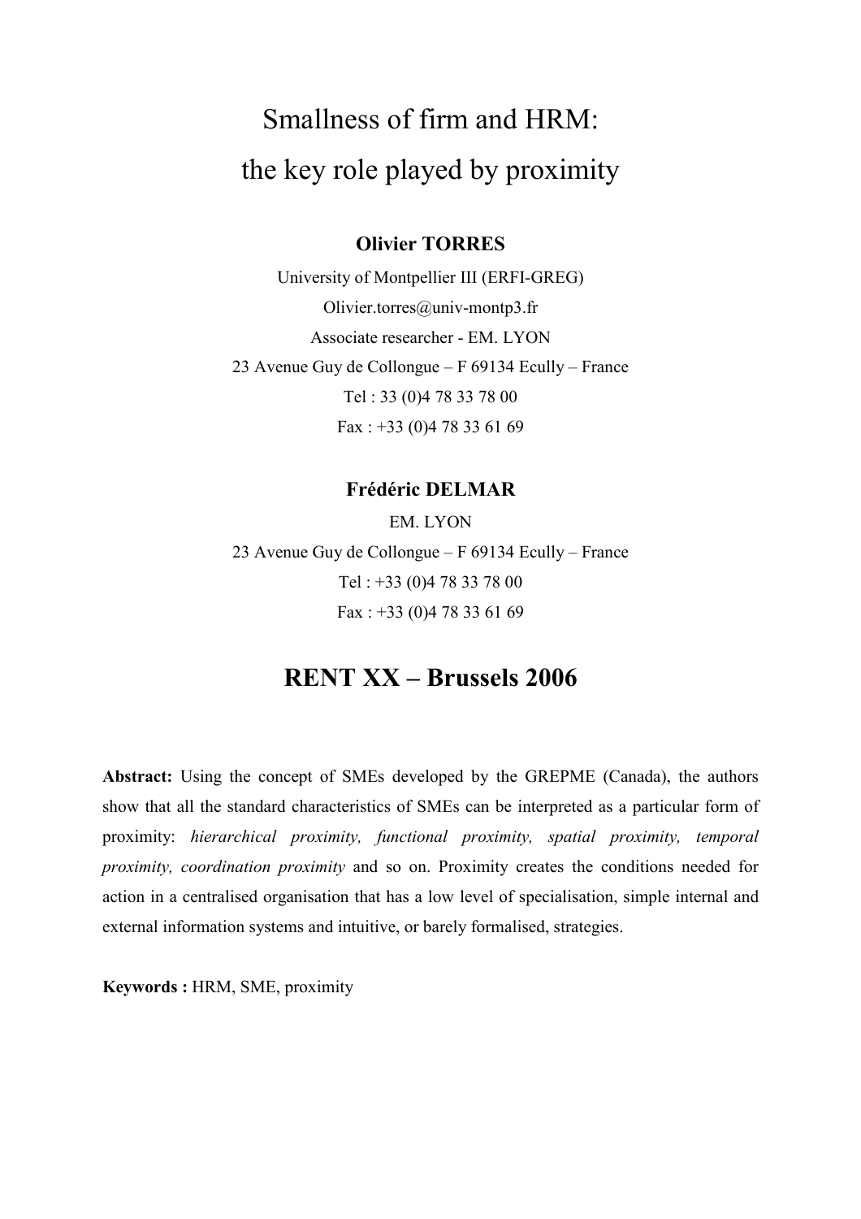# Smallness of firm and HRM: the key role played by proximity

**Olivier TORRES**

University of Montpellier III (ERFI-GREG)

Olivier.torres@univ-montp3.fr

Associate researcher - EM. LYON

23 Avenue Guy de Collongue – F 69134 Ecully – France

Tel : 33 (0)4 78 33 78 00

Fax : +33 (0)4 78 33 61 69

**Frédéric DELMAR**

EM. LYON

23 Avenue Guy de Collongue – F 69134 Ecully – France

Tel : +33 (0)4 78 33 78 00

Fax : +33 (0)4 78 33 61 69

## RENT XX – Brussels 2006

**Abstract:** Using the concept of SMEs developed by the GREPME (Canada), the authors show that all the standard characteristics of SMEs can be interpreted as a particular form of proximity: *hierarchical proximity, functional proximity, spatial proximity, temporal proximity, coordination proximity* and so on. Proximity creates the conditions needed for action in a centralised organisation that has a low level of specialisation, simple internal and external information systems and intuitive, or barely formalised, strategies.

**Keywords :** HRM, SME, proximity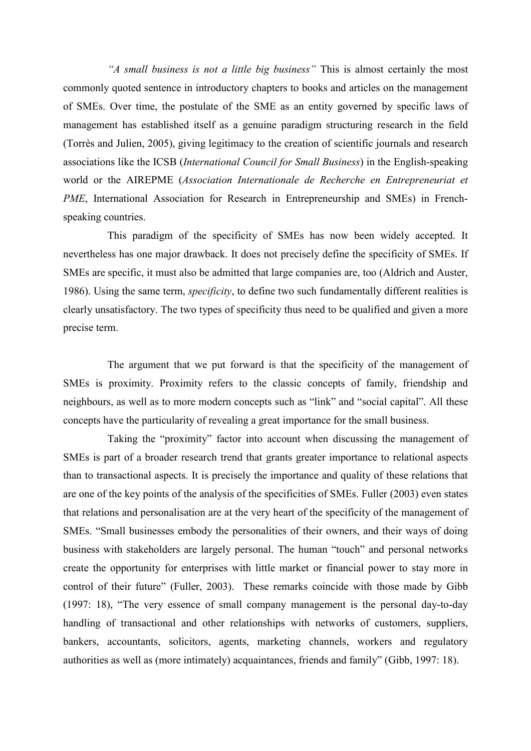*"A small business is not a little big business"* This is almost certainly the most commonly quoted sentence in introductory chapters to books and articles on the management of SMEs. Over time, the postulate of the SME as an entity governed by specific laws of management has established itself as a genuine paradigm structuring research in the field (Torrès and Julien, 2005), giving legitimacy to the creation of scientific journals and research associations like the ICSB (*International Council for Small Business*) in the English-speaking world or the AIREPME (*Association Internationale de Recherche en Entrepreneuriat et PME*, International Association for Research in Entrepreneurship and SMEs) in French-speaking countries.

This paradigm of the specificity of SMEs has now been widely accepted. It nevertheless has one major drawback. It does not precisely define the specificity of SMEs. If SMEs are specific, it must also be admitted that large companies are, too (Aldrich and Auster, 1986). Using the same term, *specificity*, to define two such fundamentally different realities is clearly unsatisfactory. The two types of specificity thus need to be qualified and given a more precise term.

The argument that we put forward is that the specificity of the management of SMEs is proximity. Proximity refers to the classic concepts of family, friendship and neighbours, as well as to more modern concepts such as "link" and "social capital". All these concepts have the particularity of revealing a great importance for the small business.

Taking the "proximity" factor into account when discussing the management of SMEs is part of a broader research trend that grants greater importance to relational aspects than to transactional aspects. It is precisely the importance and quality of these relations that are one of the key points of the analysis of the specificities of SMEs. Fuller (2003) even states that relations and personalisation are at the very heart of the specificity of the management of SMEs. "Small businesses embody the personalities of their owners, and their ways of doing business with stakeholders are largely personal. The human "touch" and personal networks create the opportunity for enterprises with little market or financial power to stay more in control of their future" (Fuller, 2003). These remarks coincide with those made by Gibb (1997: 18), "The very essence of small company management is the personal day-to-day handling of transactional and other relationships with networks of customers, suppliers, bankers, accountants, solicitors, agents, marketing channels, workers and regulatory authorities as well as (more intimately) acquaintances, friends and family" (Gibb, 1997: 18).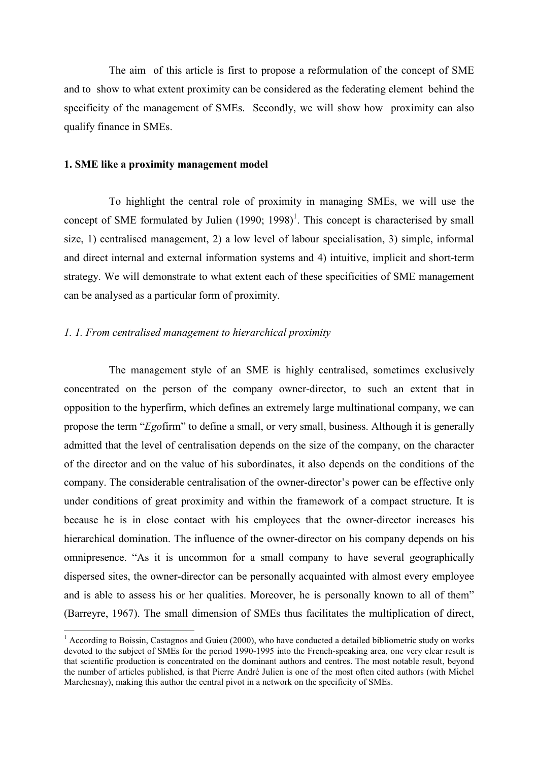The aim of this article is first to propose a reformulation of the concept of SME and to show to what extent proximity can be considered as the federating element behind the specificity of the management of SMEs. Secondly, we will show how proximity can also qualify finance in SMEs.

## 1. SME like a proximity management model

To highlight the central role of proximity in managing SMEs, we will use the concept of SME formulated by Julien (1990; 1998)[1]. This concept is characterised by small size, 1) centralised management, 2) a low level of labour specialisation, 3) simple, informal and direct internal and external information systems and 4) intuitive, implicit and short-term strategy. We will demonstrate to what extent each of these specificities of SME management can be analysed as a particular form of proximity.

### *1. 1. From centralised management to hierarchical proximity*

The management style of an SME is highly centralised, sometimes exclusively concentrated on the person of the company owner-director, to such an extent that in opposition to the hyperfirm, which defines an extremely large multinational company, we can propose the term "*Ego*firm" to define a small, or very small, business. Although it is generally admitted that the level of centralisation depends on the size of the company, on the character of the director and on the value of his subordinates, it also depends on the conditions of the company. The considerable centralisation of the owner-director's power can be effective only under conditions of great proximity and within the framework of a compact structure. It is because he is in close contact with his employees that the owner-director increases his hierarchical domination. The influence of the owner-director on his company depends on his omnipresence. "As it is uncommon for a small company to have several geographically dispersed sites, the owner-director can be personally acquainted with almost every employee and is able to assess his or her qualities. Moreover, he is personally known to all of them" (Barreyre, 1967). The small dimension of SMEs thus facilitates the multiplication of direct,

[1] According to Boissin, Castagnos and Guieu (2000), who have conducted a detailed bibliometric study on works devoted to the subject of SMEs for the period 1990-1995 into the French-speaking area, one very clear result is that scientific production is concentrated on the dominant authors and centres. The most notable result, beyond the number of articles published, is that Pierre André Julien is one of the most often cited authors (with Michel Marchesnay), making this author the central pivot in a network on the specificity of SMEs.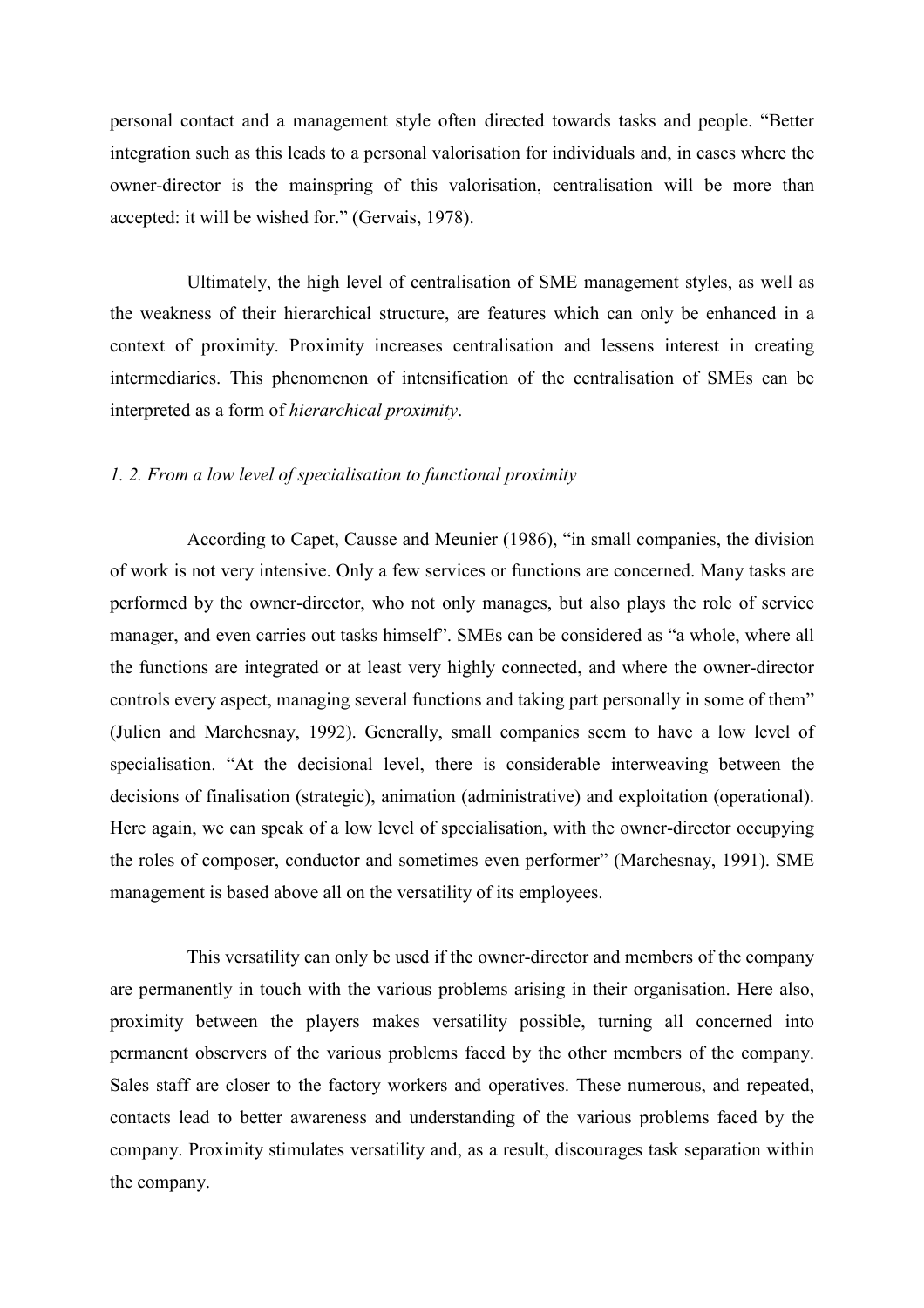personal contact and a management style often directed towards tasks and people. "Better integration such as this leads to a personal valorisation for individuals and, in cases where the owner-director is the mainspring of this valorisation, centralisation will be more than accepted: it will be wished for." (Gervais, 1978).

Ultimately, the high level of centralisation of SME management styles, as well as the weakness of their hierarchical structure, are features which can only be enhanced in a context of proximity. Proximity increases centralisation and lessens interest in creating intermediaries. This phenomenon of intensification of the centralisation of SMEs can be interpreted as a form of *hierarchical proximity*.

### *1. 2. From a low level of specialisation to functional proximity*

According to Capet, Causse and Meunier (1986), "in small companies, the division of work is not very intensive. Only a few services or functions are concerned. Many tasks are performed by the owner-director, who not only manages, but also plays the role of service manager, and even carries out tasks himself". SMEs can be considered as "a whole, where all the functions are integrated or at least very highly connected, and where the owner-director controls every aspect, managing several functions and taking part personally in some of them" (Julien and Marchesnay, 1992). Generally, small companies seem to have a low level of specialisation. "At the decisional level, there is considerable interweaving between the decisions of finalisation (strategic), animation (administrative) and exploitation (operational). Here again, we can speak of a low level of specialisation, with the owner-director occupying the roles of composer, conductor and sometimes even performer" (Marchesnay, 1991). SME management is based above all on the versatility of its employees.

This versatility can only be used if the owner-director and members of the company are permanently in touch with the various problems arising in their organisation. Here also, proximity between the players makes versatility possible, turning all concerned into permanent observers of the various problems faced by the other members of the company. Sales staff are closer to the factory workers and operatives. These numerous, and repeated, contacts lead to better awareness and understanding of the various problems faced by the company. Proximity stimulates versatility and, as a result, discourages task separation within the company.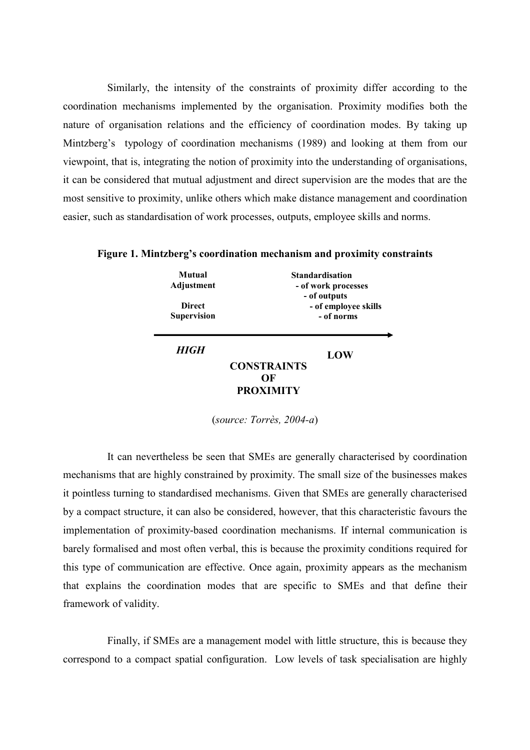Similarly, the intensity of the constraints of proximity differ according to the coordination mechanisms implemented by the organisation. Proximity modifies both the nature of organisation relations and the efficiency of coordination modes. By taking up Mintzberg's typology of coordination mechanisms (1989) and looking at them from our viewpoint, that is, integrating the notion of proximity into the understanding of organisations, it can be considered that mutual adjustment and direct supervision are the modes that are the most sensitive to proximity, unlike others which make distance management and coordination easier, such as standardisation of work processes, outputs, employee skills and norms.

**Figure 1. Mintzberg's coordination mechanism and proximity constraints**

| Mutual Adjustment<br>Direct Supervision | Standardisation<br>- of work processes<br>- of outputs<br>- of employee skills<br>- of norms |
|---|---|
| ***HIGH*** | **LOW** |

**CONSTRAINTS OF PROXIMITY**

(*source: Torrès, 2004-a*)

It can nevertheless be seen that SMEs are generally characterised by coordination mechanisms that are highly constrained by proximity. The small size of the businesses makes it pointless turning to standardised mechanisms. Given that SMEs are generally characterised by a compact structure, it can also be considered, however, that this characteristic favours the implementation of proximity-based coordination mechanisms. If internal communication is barely formalised and most often verbal, this is because the proximity conditions required for this type of communication are effective. Once again, proximity appears as the mechanism that explains the coordination modes that are specific to SMEs and that define their framework of validity.

Finally, if SMEs are a management model with little structure, this is because they correspond to a compact spatial configuration. Low levels of task specialisation are highly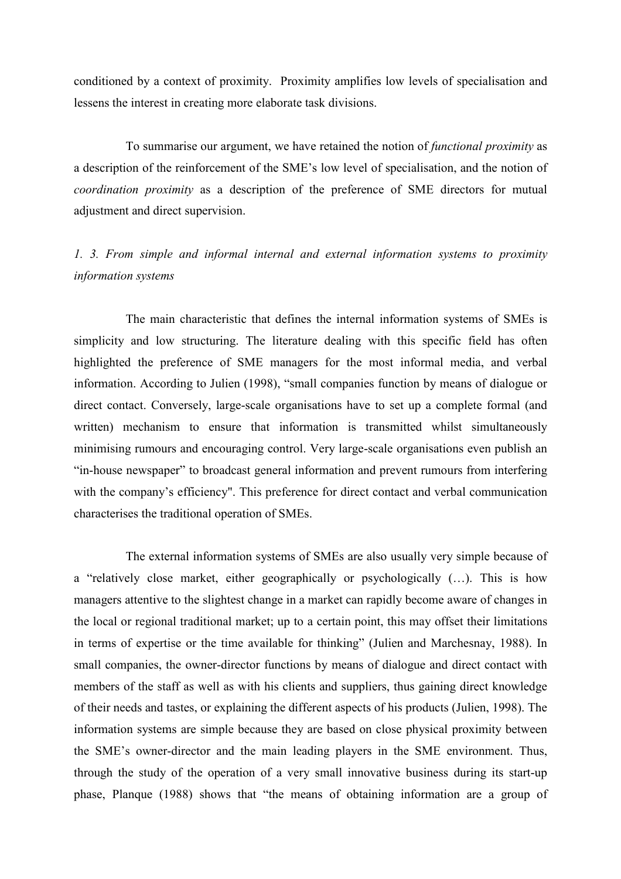conditioned by a context of proximity. Proximity amplifies low levels of specialisation and lessens the interest in creating more elaborate task divisions.

To summarise our argument, we have retained the notion of *functional proximity* as a description of the reinforcement of the SME's low level of specialisation, and the notion of *coordination proximity* as a description of the preference of SME directors for mutual adjustment and direct supervision.

### *1. 3. From simple and informal internal and external information systems to proximity information systems*

The main characteristic that defines the internal information systems of SMEs is simplicity and low structuring. The literature dealing with this specific field has often highlighted the preference of SME managers for the most informal media, and verbal information. According to Julien (1998), "small companies function by means of dialogue or direct contact. Conversely, large-scale organisations have to set up a complete formal (and written) mechanism to ensure that information is transmitted whilst simultaneously minimising rumours and encouraging control. Very large-scale organisations even publish an "in-house newspaper" to broadcast general information and prevent rumours from interfering with the company's efficiency". This preference for direct contact and verbal communication characterises the traditional operation of SMEs.

The external information systems of SMEs are also usually very simple because of a "relatively close market, either geographically or psychologically (…). This is how managers attentive to the slightest change in a market can rapidly become aware of changes in the local or regional traditional market; up to a certain point, this may offset their limitations in terms of expertise or the time available for thinking" (Julien and Marchesnay, 1988). In small companies, the owner-director functions by means of dialogue and direct contact with members of the staff as well as with his clients and suppliers, thus gaining direct knowledge of their needs and tastes, or explaining the different aspects of his products (Julien, 1998). The information systems are simple because they are based on close physical proximity between the SME's owner-director and the main leading players in the SME environment. Thus, through the study of the operation of a very small innovative business during its start-up phase, Planque (1988) shows that "the means of obtaining information are a group of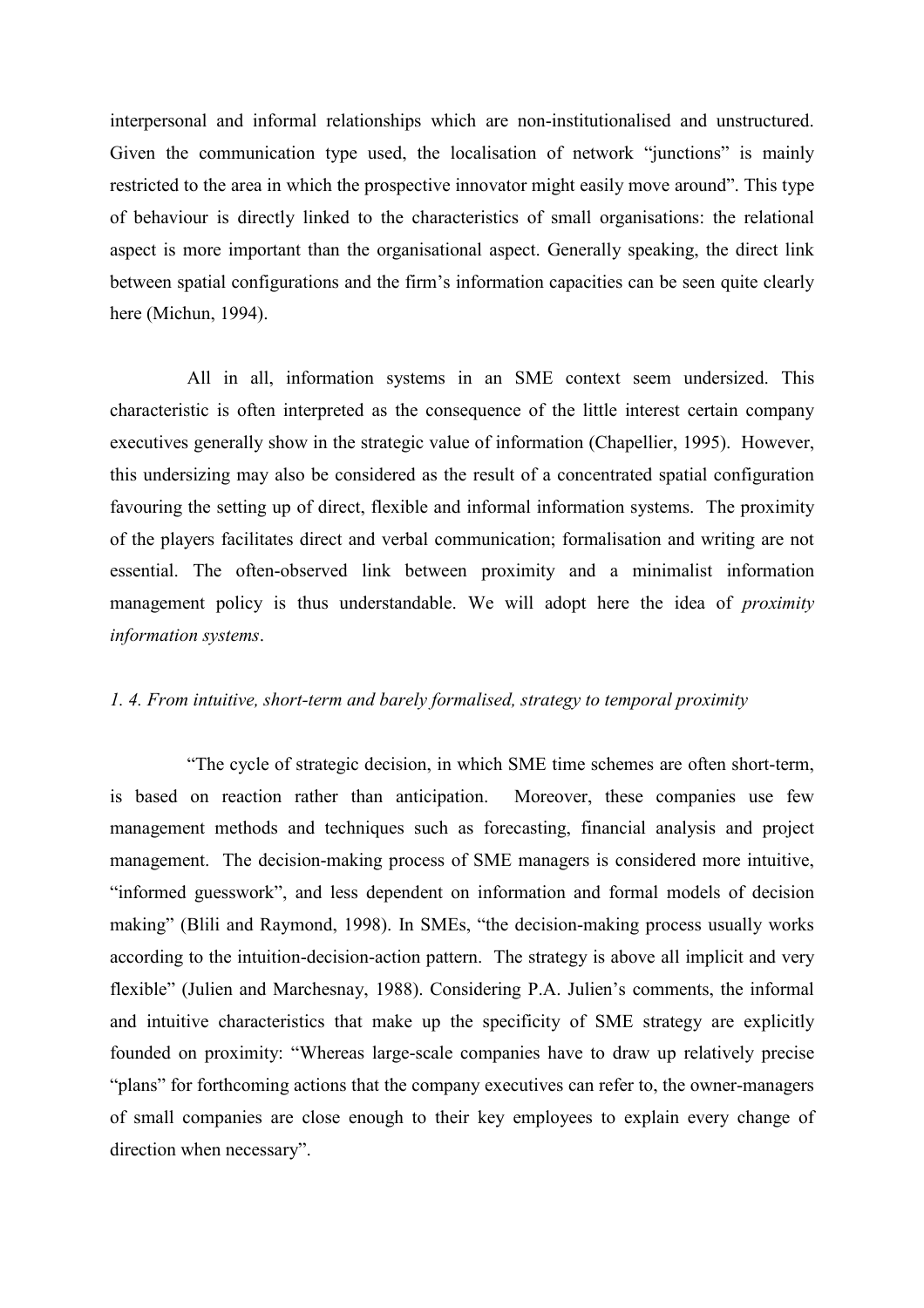interpersonal and informal relationships which are non-institutionalised and unstructured. Given the communication type used, the localisation of network "junctions" is mainly restricted to the area in which the prospective innovator might easily move around". This type of behaviour is directly linked to the characteristics of small organisations: the relational aspect is more important than the organisational aspect. Generally speaking, the direct link between spatial configurations and the firm's information capacities can be seen quite clearly here (Michun, 1994).

All in all, information systems in an SME context seem undersized. This characteristic is often interpreted as the consequence of the little interest certain company executives generally show in the strategic value of information (Chapellier, 1995). However, this undersizing may also be considered as the result of a concentrated spatial configuration favouring the setting up of direct, flexible and informal information systems. The proximity of the players facilitates direct and verbal communication; formalisation and writing are not essential. The often-observed link between proximity and a minimalist information management policy is thus understandable. We will adopt here the idea of *proximity information systems*.

### *1. 4. From intuitive, short-term and barely formalised, strategy to temporal proximity*

"The cycle of strategic decision, in which SME time schemes are often short-term, is based on reaction rather than anticipation. Moreover, these companies use few management methods and techniques such as forecasting, financial analysis and project management. The decision-making process of SME managers is considered more intuitive, "informed guesswork", and less dependent on information and formal models of decision making" (Blili and Raymond, 1998). In SMEs, "the decision-making process usually works according to the intuition-decision-action pattern. The strategy is above all implicit and very flexible" (Julien and Marchesnay, 1988). Considering P.A. Julien's comments, the informal and intuitive characteristics that make up the specificity of SME strategy are explicitly founded on proximity: "Whereas large-scale companies have to draw up relatively precise "plans" for forthcoming actions that the company executives can refer to, the owner-managers of small companies are close enough to their key employees to explain every change of direction when necessary".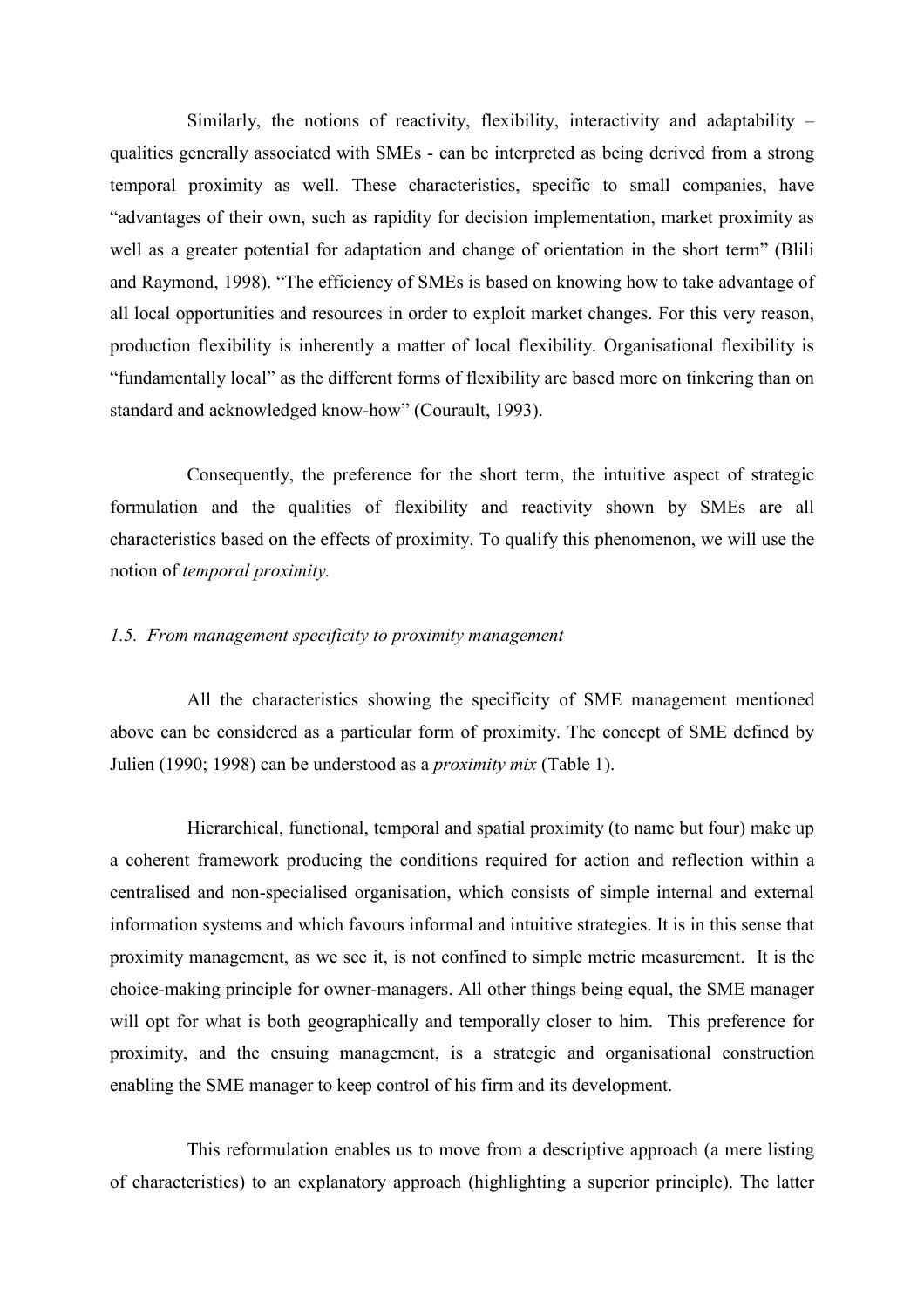Similarly, the notions of reactivity, flexibility, interactivity and adaptability – qualities generally associated with SMEs - can be interpreted as being derived from a strong temporal proximity as well. These characteristics, specific to small companies, have "advantages of their own, such as rapidity for decision implementation, market proximity as well as a greater potential for adaptation and change of orientation in the short term" (Blili and Raymond, 1998). "The efficiency of SMEs is based on knowing how to take advantage of all local opportunities and resources in order to exploit market changes. For this very reason, production flexibility is inherently a matter of local flexibility. Organisational flexibility is "fundamentally local" as the different forms of flexibility are based more on tinkering than on standard and acknowledged know-how" (Courault, 1993).

Consequently, the preference for the short term, the intuitive aspect of strategic formulation and the qualities of flexibility and reactivity shown by SMEs are all characteristics based on the effects of proximity. To qualify this phenomenon, we will use the notion of *temporal proximity.*

### *1.5. From management specificity to proximity management*

All the characteristics showing the specificity of SME management mentioned above can be considered as a particular form of proximity. The concept of SME defined by Julien (1990; 1998) can be understood as a *proximity mix* (Table 1).

Hierarchical, functional, temporal and spatial proximity (to name but four) make up a coherent framework producing the conditions required for action and reflection within a centralised and non-specialised organisation, which consists of simple internal and external information systems and which favours informal and intuitive strategies. It is in this sense that proximity management, as we see it, is not confined to simple metric measurement. It is the choice-making principle for owner-managers. All other things being equal, the SME manager will opt for what is both geographically and temporally closer to him. This preference for proximity, and the ensuing management, is a strategic and organisational construction enabling the SME manager to keep control of his firm and its development.

This reformulation enables us to move from a descriptive approach (a mere listing of characteristics) to an explanatory approach (highlighting a superior principle). The latter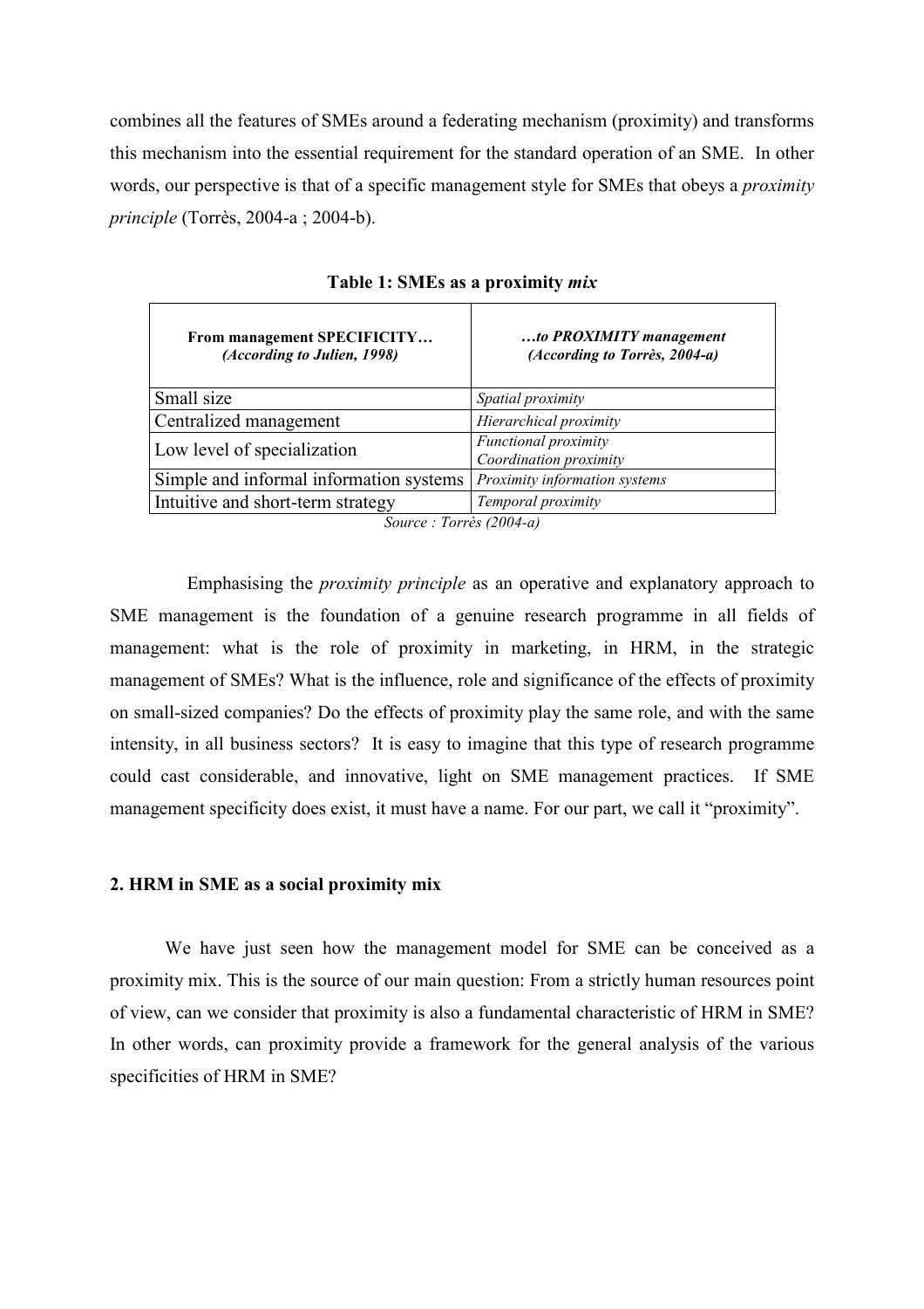combines all the features of SMEs around a federating mechanism (proximity) and transforms this mechanism into the essential requirement for the standard operation of an SME. In other words, our perspective is that of a specific management style for SMEs that obeys a *proximity principle* (Torrès, 2004-a ; 2004-b).

**Table 1: SMEs as a proximity *mix***

| **From management SPECIFICITY…** ***(According to Julien, 1998)*** | ***…to PROXIMITY management (According to Torrès, 2004-a)*** |
|---|---|
| Small size | *Spatial proximity* |
| Centralized management | *Hierarchical proximity* |
| Low level of specialization | *Functional proximity* *Coordination proximity* |
| Simple and informal information systems | *Proximity information systems* |
| Intuitive and short-term strategy | *Temporal proximity* |

*Source : Torrès (2004-a)*

Emphasising the *proximity principle* as an operative and explanatory approach to SME management is the foundation of a genuine research programme in all fields of management: what is the role of proximity in marketing, in HRM, in the strategic management of SMEs? What is the influence, role and significance of the effects of proximity on small-sized companies? Do the effects of proximity play the same role, and with the same intensity, in all business sectors? It is easy to imagine that this type of research programme could cast considerable, and innovative, light on SME management practices. If SME management specificity does exist, it must have a name. For our part, we call it "proximity".

## 2. HRM in SME as a social proximity mix

We have just seen how the management model for SME can be conceived as a proximity mix. This is the source of our main question: From a strictly human resources point of view, can we consider that proximity is also a fundamental characteristic of HRM in SME? In other words, can proximity provide a framework for the general analysis of the various specificities of HRM in SME?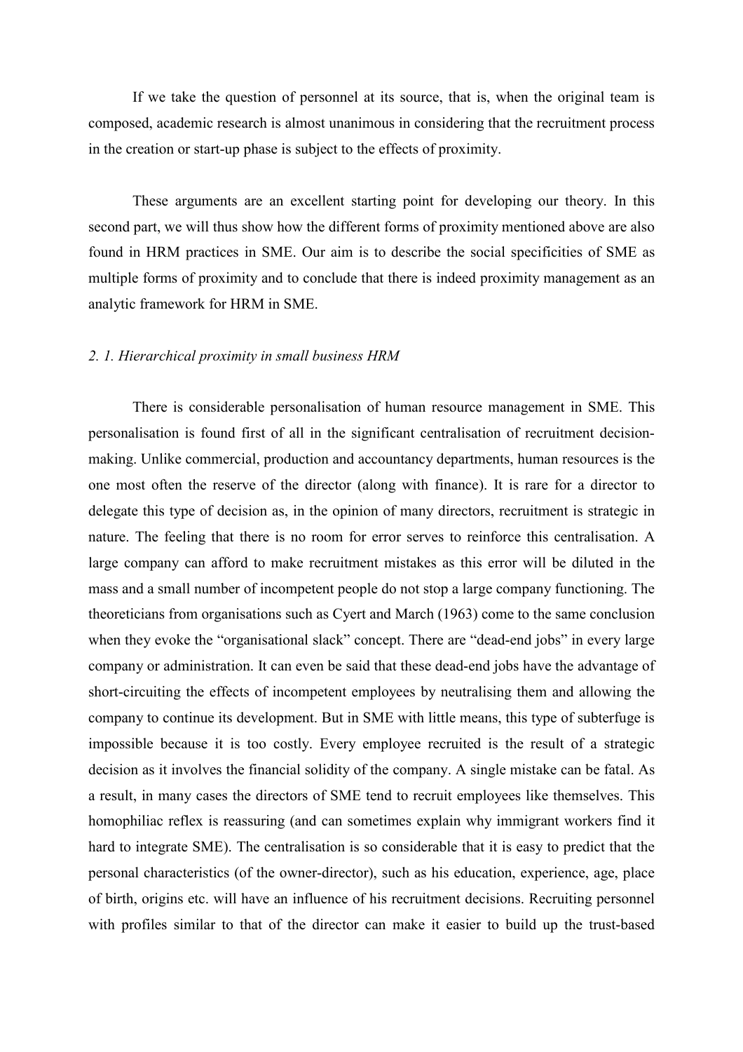If we take the question of personnel at its source, that is, when the original team is composed, academic research is almost unanimous in considering that the recruitment process in the creation or start-up phase is subject to the effects of proximity.

These arguments are an excellent starting point for developing our theory. In this second part, we will thus show how the different forms of proximity mentioned above are also found in HRM practices in SME. Our aim is to describe the social specificities of SME as multiple forms of proximity and to conclude that there is indeed proximity management as an analytic framework for HRM in SME.

### *2. 1. Hierarchical proximity in small business HRM*

There is considerable personalisation of human resource management in SME. This personalisation is found first of all in the significant centralisation of recruitment decision-making. Unlike commercial, production and accountancy departments, human resources is the one most often the reserve of the director (along with finance). It is rare for a director to delegate this type of decision as, in the opinion of many directors, recruitment is strategic in nature. The feeling that there is no room for error serves to reinforce this centralisation. A large company can afford to make recruitment mistakes as this error will be diluted in the mass and a small number of incompetent people do not stop a large company functioning. The theoreticians from organisations such as Cyert and March (1963) come to the same conclusion when they evoke the "organisational slack" concept. There are "dead-end jobs" in every large company or administration. It can even be said that these dead-end jobs have the advantage of short-circuiting the effects of incompetent employees by neutralising them and allowing the company to continue its development. But in SME with little means, this type of subterfuge is impossible because it is too costly. Every employee recruited is the result of a strategic decision as it involves the financial solidity of the company. A single mistake can be fatal. As a result, in many cases the directors of SME tend to recruit employees like themselves. This homophiliac reflex is reassuring (and can sometimes explain why immigrant workers find it hard to integrate SME). The centralisation is so considerable that it is easy to predict that the personal characteristics (of the owner-director), such as his education, experience, age, place of birth, origins etc. will have an influence of his recruitment decisions. Recruiting personnel with profiles similar to that of the director can make it easier to build up the trust-based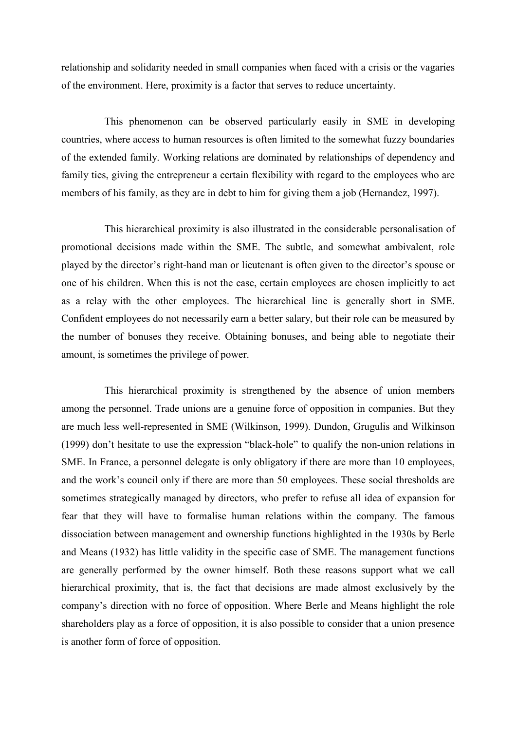relationship and solidarity needed in small companies when faced with a crisis or the vagaries of the environment. Here, proximity is a factor that serves to reduce uncertainty.

This phenomenon can be observed particularly easily in SME in developing countries, where access to human resources is often limited to the somewhat fuzzy boundaries of the extended family. Working relations are dominated by relationships of dependency and family ties, giving the entrepreneur a certain flexibility with regard to the employees who are members of his family, as they are in debt to him for giving them a job (Hernandez, 1997).

This hierarchical proximity is also illustrated in the considerable personalisation of promotional decisions made within the SME. The subtle, and somewhat ambivalent, role played by the director's right-hand man or lieutenant is often given to the director's spouse or one of his children. When this is not the case, certain employees are chosen implicitly to act as a relay with the other employees. The hierarchical line is generally short in SME. Confident employees do not necessarily earn a better salary, but their role can be measured by the number of bonuses they receive. Obtaining bonuses, and being able to negotiate their amount, is sometimes the privilege of power.

This hierarchical proximity is strengthened by the absence of union members among the personnel. Trade unions are a genuine force of opposition in companies. But they are much less well-represented in SME (Wilkinson, 1999). Dundon, Grugulis and Wilkinson (1999) don't hesitate to use the expression "black-hole" to qualify the non-union relations in SME. In France, a personnel delegate is only obligatory if there are more than 10 employees, and the work's council only if there are more than 50 employees. These social thresholds are sometimes strategically managed by directors, who prefer to refuse all idea of expansion for fear that they will have to formalise human relations within the company. The famous dissociation between management and ownership functions highlighted in the 1930s by Berle and Means (1932) has little validity in the specific case of SME. The management functions are generally performed by the owner himself. Both these reasons support what we call hierarchical proximity, that is, the fact that decisions are made almost exclusively by the company's direction with no force of opposition. Where Berle and Means highlight the role shareholders play as a force of opposition, it is also possible to consider that a union presence is another form of force of opposition.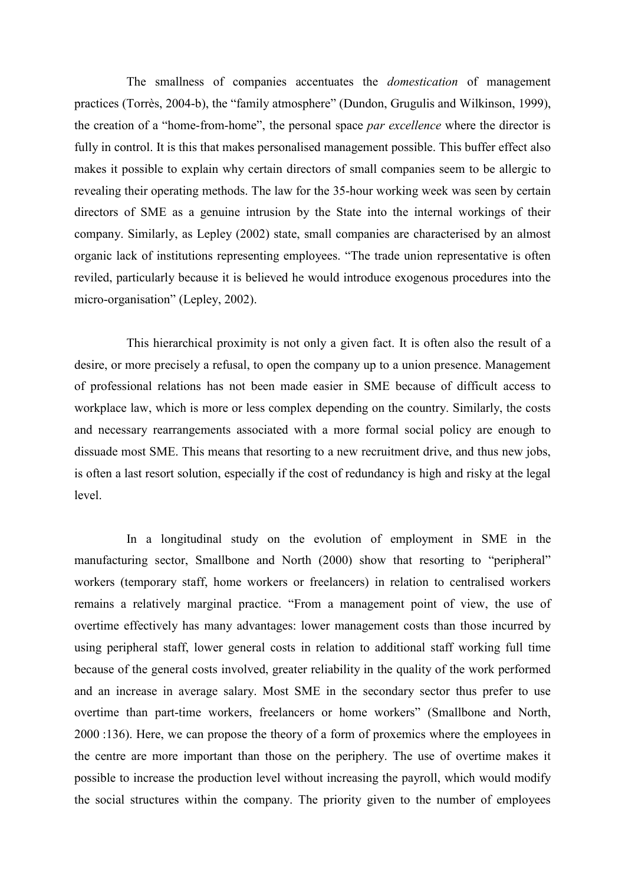The smallness of companies accentuates the *domestication* of management practices (Torrès, 2004-b), the "family atmosphere" (Dundon, Grugulis and Wilkinson, 1999), the creation of a "home-from-home", the personal space *par excellence* where the director is fully in control. It is this that makes personalised management possible. This buffer effect also makes it possible to explain why certain directors of small companies seem to be allergic to revealing their operating methods. The law for the 35-hour working week was seen by certain directors of SME as a genuine intrusion by the State into the internal workings of their company. Similarly, as Lepley (2002) state, small companies are characterised by an almost organic lack of institutions representing employees. "The trade union representative is often reviled, particularly because it is believed he would introduce exogenous procedures into the micro-organisation" (Lepley, 2002).

This hierarchical proximity is not only a given fact. It is often also the result of a desire, or more precisely a refusal, to open the company up to a union presence. Management of professional relations has not been made easier in SME because of difficult access to workplace law, which is more or less complex depending on the country. Similarly, the costs and necessary rearrangements associated with a more formal social policy are enough to dissuade most SME. This means that resorting to a new recruitment drive, and thus new jobs, is often a last resort solution, especially if the cost of redundancy is high and risky at the legal level.

In a longitudinal study on the evolution of employment in SME in the manufacturing sector, Smallbone and North (2000) show that resorting to "peripheral" workers (temporary staff, home workers or freelancers) in relation to centralised workers remains a relatively marginal practice. "From a management point of view, the use of overtime effectively has many advantages: lower management costs than those incurred by using peripheral staff, lower general costs in relation to additional staff working full time because of the general costs involved, greater reliability in the quality of the work performed and an increase in average salary. Most SME in the secondary sector thus prefer to use overtime than part-time workers, freelancers or home workers" (Smallbone and North, 2000 :136). Here, we can propose the theory of a form of proxemics where the employees in the centre are more important than those on the periphery. The use of overtime makes it possible to increase the production level without increasing the payroll, which would modify the social structures within the company. The priority given to the number of employees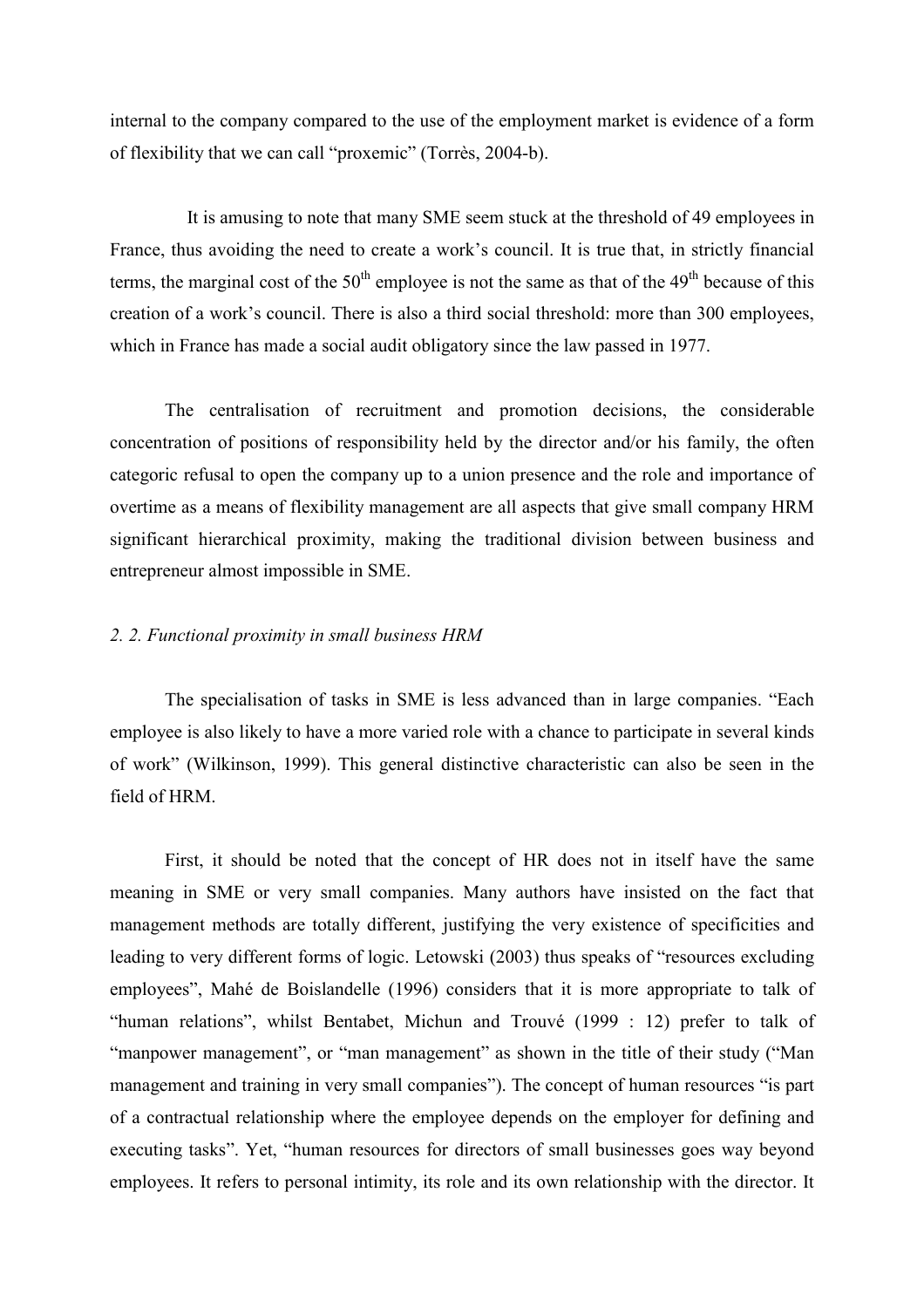internal to the company compared to the use of the employment market is evidence of a form of flexibility that we can call "proxemic" (Torrès, 2004-b).

It is amusing to note that many SME seem stuck at the threshold of 49 employees in France, thus avoiding the need to create a work's council. It is true that, in strictly financial terms, the marginal cost of the 50th employee is not the same as that of the 49th because of this creation of a work's council. There is also a third social threshold: more than 300 employees, which in France has made a social audit obligatory since the law passed in 1977.

The centralisation of recruitment and promotion decisions, the considerable concentration of positions of responsibility held by the director and/or his family, the often categoric refusal to open the company up to a union presence and the role and importance of overtime as a means of flexibility management are all aspects that give small company HRM significant hierarchical proximity, making the traditional division between business and entrepreneur almost impossible in SME.

### *2. 2. Functional proximity in small business HRM*

The specialisation of tasks in SME is less advanced than in large companies. "Each employee is also likely to have a more varied role with a chance to participate in several kinds of work" (Wilkinson, 1999). This general distinctive characteristic can also be seen in the field of HRM.

First, it should be noted that the concept of HR does not in itself have the same meaning in SME or very small companies. Many authors have insisted on the fact that management methods are totally different, justifying the very existence of specificities and leading to very different forms of logic. Letowski (2003) thus speaks of "resources excluding employees", Mahé de Boislandelle (1996) considers that it is more appropriate to talk of "human relations", whilst Bentabet, Michun and Trouvé (1999 : 12) prefer to talk of "manpower management", or "man management" as shown in the title of their study ("Man management and training in very small companies"). The concept of human resources "is part of a contractual relationship where the employee depends on the employer for defining and executing tasks". Yet, "human resources for directors of small businesses goes way beyond employees. It refers to personal intimity, its role and its own relationship with the director. It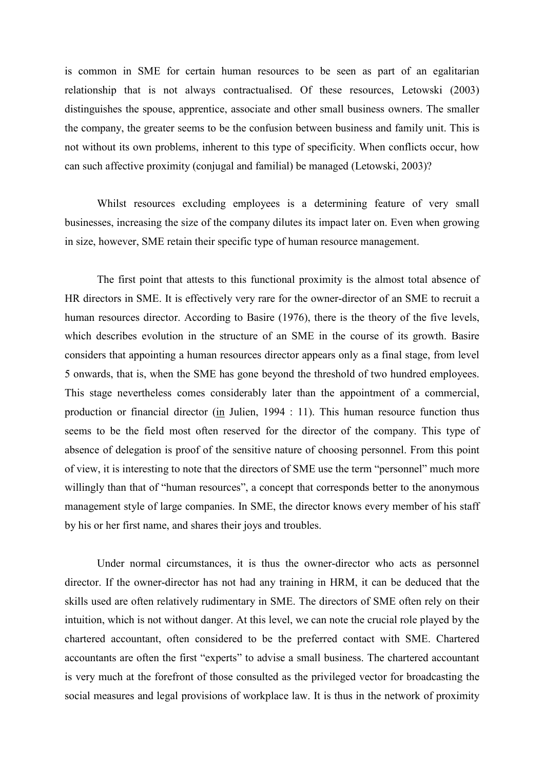is common in SME for certain human resources to be seen as part of an egalitarian relationship that is not always contractualised. Of these resources, Letowski (2003) distinguishes the spouse, apprentice, associate and other small business owners. The smaller the company, the greater seems to be the confusion between business and family unit. This is not without its own problems, inherent to this type of specificity. When conflicts occur, how can such affective proximity (conjugal and familial) be managed (Letowski, 2003)?

Whilst resources excluding employees is a determining feature of very small businesses, increasing the size of the company dilutes its impact later on. Even when growing in size, however, SME retain their specific type of human resource management.

The first point that attests to this functional proximity is the almost total absence of HR directors in SME. It is effectively very rare for the owner-director of an SME to recruit a human resources director. According to Basire (1976), there is the theory of the five levels, which describes evolution in the structure of an SME in the course of its growth. Basire considers that appointing a human resources director appears only as a final stage, from level 5 onwards, that is, when the SME has gone beyond the threshold of two hundred employees. This stage nevertheless comes considerably later than the appointment of a commercial, production or financial director (in Julien, 1994 : 11). This human resource function thus seems to be the field most often reserved for the director of the company. This type of absence of delegation is proof of the sensitive nature of choosing personnel. From this point of view, it is interesting to note that the directors of SME use the term "personnel" much more willingly than that of "human resources", a concept that corresponds better to the anonymous management style of large companies. In SME, the director knows every member of his staff by his or her first name, and shares their joys and troubles.

Under normal circumstances, it is thus the owner-director who acts as personnel director. If the owner-director has not had any training in HRM, it can be deduced that the skills used are often relatively rudimentary in SME. The directors of SME often rely on their intuition, which is not without danger. At this level, we can note the crucial role played by the chartered accountant, often considered to be the preferred contact with SME. Chartered accountants are often the first "experts" to advise a small business. The chartered accountant is very much at the forefront of those consulted as the privileged vector for broadcasting the social measures and legal provisions of workplace law. It is thus in the network of proximity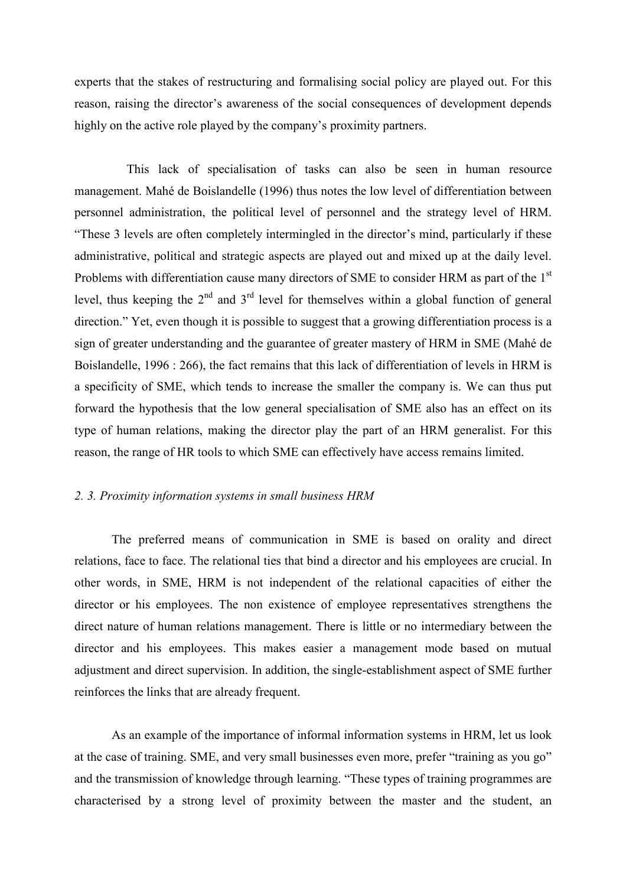experts that the stakes of restructuring and formalising social policy are played out. For this reason, raising the director's awareness of the social consequences of development depends highly on the active role played by the company's proximity partners.

This lack of specialisation of tasks can also be seen in human resource management. Mahé de Boislandelle (1996) thus notes the low level of differentiation between personnel administration, the political level of personnel and the strategy level of HRM. "These 3 levels are often completely intermingled in the director's mind, particularly if these administrative, political and strategic aspects are played out and mixed up at the daily level. Problems with differentiation cause many directors of SME to consider HRM as part of the 1st level, thus keeping the 2nd and 3rd level for themselves within a global function of general direction." Yet, even though it is possible to suggest that a growing differentiation process is a sign of greater understanding and the guarantee of greater mastery of HRM in SME (Mahé de Boislandelle, 1996 : 266), the fact remains that this lack of differentiation of levels in HRM is a specificity of SME, which tends to increase the smaller the company is. We can thus put forward the hypothesis that the low general specialisation of SME also has an effect on its type of human relations, making the director play the part of an HRM generalist. For this reason, the range of HR tools to which SME can effectively have access remains limited.

### *2. 3. Proximity information systems in small business HRM*

The preferred means of communication in SME is based on orality and direct relations, face to face. The relational ties that bind a director and his employees are crucial. In other words, in SME, HRM is not independent of the relational capacities of either the director or his employees. The non existence of employee representatives strengthens the direct nature of human relations management. There is little or no intermediary between the director and his employees. This makes easier a management mode based on mutual adjustment and direct supervision. In addition, the single-establishment aspect of SME further reinforces the links that are already frequent.

As an example of the importance of informal information systems in HRM, let us look at the case of training. SME, and very small businesses even more, prefer "training as you go" and the transmission of knowledge through learning. "These types of training programmes are characterised by a strong level of proximity between the master and the student, an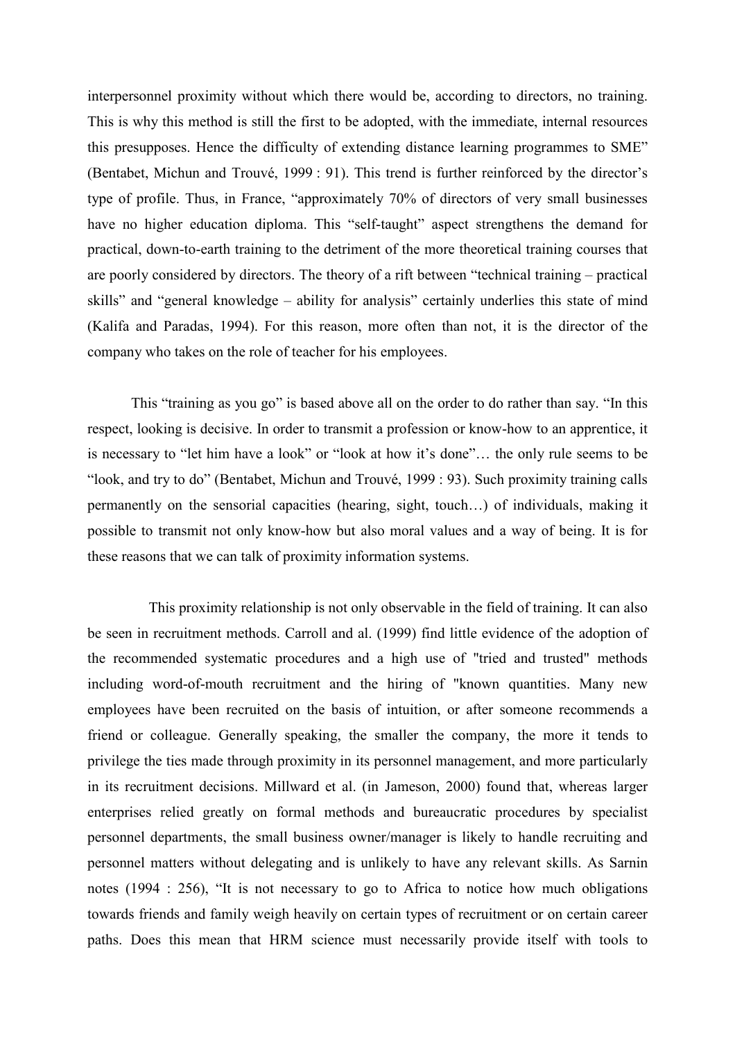interpersonnel proximity without which there would be, according to directors, no training. This is why this method is still the first to be adopted, with the immediate, internal resources this presupposes. Hence the difficulty of extending distance learning programmes to SME" (Bentabet, Michun and Trouvé, 1999 : 91). This trend is further reinforced by the director's type of profile. Thus, in France, "approximately 70% of directors of very small businesses have no higher education diploma. This "self-taught" aspect strengthens the demand for practical, down-to-earth training to the detriment of the more theoretical training courses that are poorly considered by directors. The theory of a rift between "technical training – practical skills" and "general knowledge – ability for analysis" certainly underlies this state of mind (Kalifa and Paradas, 1994). For this reason, more often than not, it is the director of the company who takes on the role of teacher for his employees.

This "training as you go" is based above all on the order to do rather than say. "In this respect, looking is decisive. In order to transmit a profession or know-how to an apprentice, it is necessary to "let him have a look" or "look at how it's done"… the only rule seems to be "look, and try to do" (Bentabet, Michun and Trouvé, 1999 : 93). Such proximity training calls permanently on the sensorial capacities (hearing, sight, touch…) of individuals, making it possible to transmit not only know-how but also moral values and a way of being. It is for these reasons that we can talk of proximity information systems.

This proximity relationship is not only observable in the field of training. It can also be seen in recruitment methods. Carroll and al. (1999) find little evidence of the adoption of the recommended systematic procedures and a high use of "tried and trusted" methods including word-of-mouth recruitment and the hiring of "known quantities. Many new employees have been recruited on the basis of intuition, or after someone recommends a friend or colleague. Generally speaking, the smaller the company, the more it tends to privilege the ties made through proximity in its personnel management, and more particularly in its recruitment decisions. Millward et al. (in Jameson, 2000) found that, whereas larger enterprises relied greatly on formal methods and bureaucratic procedures by specialist personnel departments, the small business owner/manager is likely to handle recruiting and personnel matters without delegating and is unlikely to have any relevant skills. As Sarnin notes (1994 : 256), "It is not necessary to go to Africa to notice how much obligations towards friends and family weigh heavily on certain types of recruitment or on certain career paths. Does this mean that HRM science must necessarily provide itself with tools to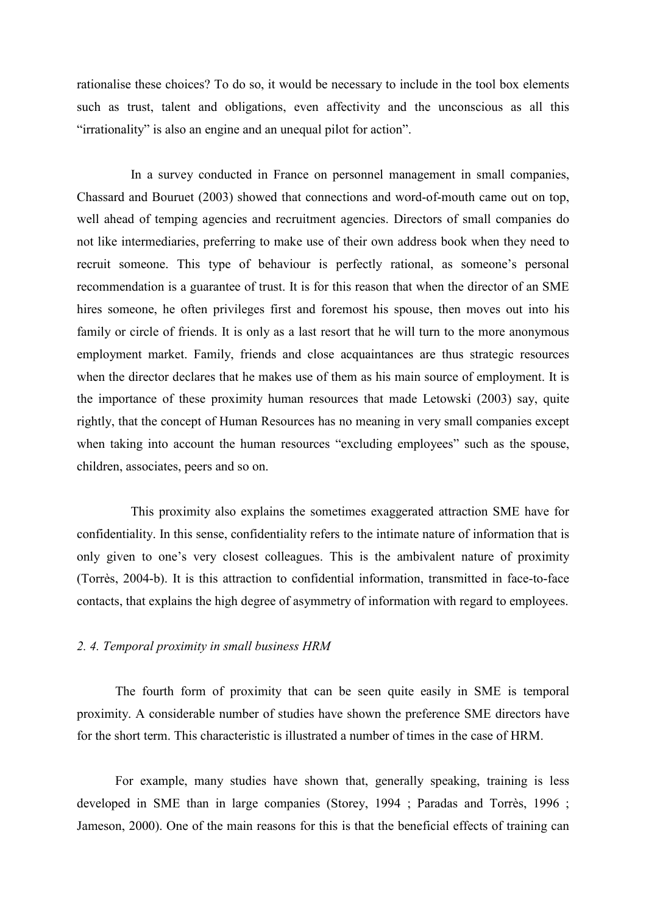rationalise these choices? To do so, it would be necessary to include in the tool box elements such as trust, talent and obligations, even affectivity and the unconscious as all this "irrationality" is also an engine and an unequal pilot for action".

In a survey conducted in France on personnel management in small companies, Chassard and Bouruet (2003) showed that connections and word-of-mouth came out on top, well ahead of temping agencies and recruitment agencies. Directors of small companies do not like intermediaries, preferring to make use of their own address book when they need to recruit someone. This type of behaviour is perfectly rational, as someone's personal recommendation is a guarantee of trust. It is for this reason that when the director of an SME hires someone, he often privileges first and foremost his spouse, then moves out into his family or circle of friends. It is only as a last resort that he will turn to the more anonymous employment market. Family, friends and close acquaintances are thus strategic resources when the director declares that he makes use of them as his main source of employment. It is the importance of these proximity human resources that made Letowski (2003) say, quite rightly, that the concept of Human Resources has no meaning in very small companies except when taking into account the human resources "excluding employees" such as the spouse, children, associates, peers and so on.

This proximity also explains the sometimes exaggerated attraction SME have for confidentiality. In this sense, confidentiality refers to the intimate nature of information that is only given to one's very closest colleagues. This is the ambivalent nature of proximity (Torrès, 2004-b). It is this attraction to confidential information, transmitted in face-to-face contacts, that explains the high degree of asymmetry of information with regard to employees.

### *2. 4. Temporal proximity in small business HRM*

The fourth form of proximity that can be seen quite easily in SME is temporal proximity. A considerable number of studies have shown the preference SME directors have for the short term. This characteristic is illustrated a number of times in the case of HRM.

For example, many studies have shown that, generally speaking, training is less developed in SME than in large companies (Storey, 1994 ; Paradas and Torrès, 1996 ; Jameson, 2000). One of the main reasons for this is that the beneficial effects of training can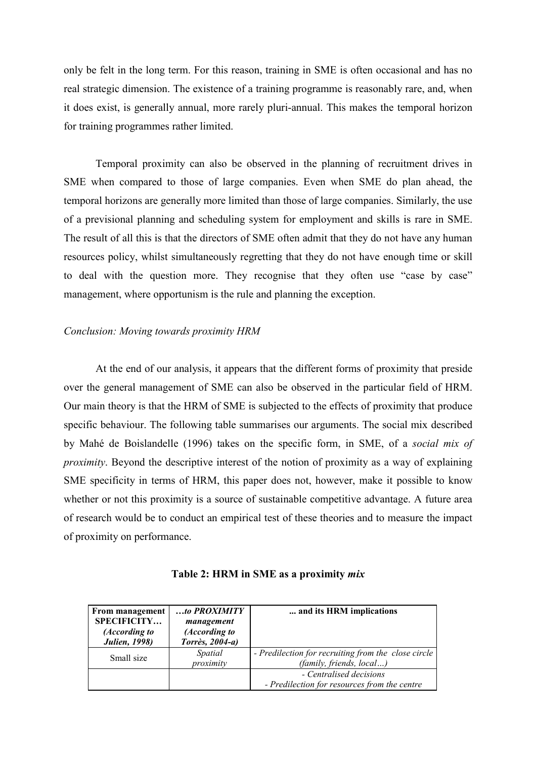only be felt in the long term. For this reason, training in SME is often occasional and has no real strategic dimension. The existence of a training programme is reasonably rare, and, when it does exist, is generally annual, more rarely pluri-annual. This makes the temporal horizon for training programmes rather limited.

Temporal proximity can also be observed in the planning of recruitment drives in SME when compared to those of large companies. Even when SME do plan ahead, the temporal horizons are generally more limited than those of large companies. Similarly, the use of a previsional planning and scheduling system for employment and skills is rare in SME. The result of all this is that the directors of SME often admit that they do not have any human resources policy, whilst simultaneously regretting that they do not have enough time or skill to deal with the question more. They recognise that they often use "case by case" management, where opportunism is the rule and planning the exception.

*Conclusion: Moving towards proximity HRM*

At the end of our analysis, it appears that the different forms of proximity that preside over the general management of SME can also be observed in the particular field of HRM. Our main theory is that the HRM of SME is subjected to the effects of proximity that produce specific behaviour. The following table summarises our arguments. The social mix described by Mahé de Boislandelle (1996) takes on the specific form, in SME, of a *social mix of proximity*. Beyond the descriptive interest of the notion of proximity as a way of explaining SME specificity in terms of HRM, this paper does not, however, make it possible to know whether or not this proximity is a source of sustainable competitive advantage. A future area of research would be to conduct an empirical test of these theories and to measure the impact of proximity on performance.

**Table 2: HRM in SME as a proximity *mix***

| **From management SPECIFICITY…** *(According to Julien, 1998)* | ***…to PROXIMITY management*** *(According to Torrès, 2004-a)* | **... and its HRM implications** |
|---|---|---|
| Small size | *Spatial proximity* | *- Predilection for recruiting from the close circle (family, friends, local…)* |
| | | *- Centralised decisions* *- Predilection for resources from the centre* |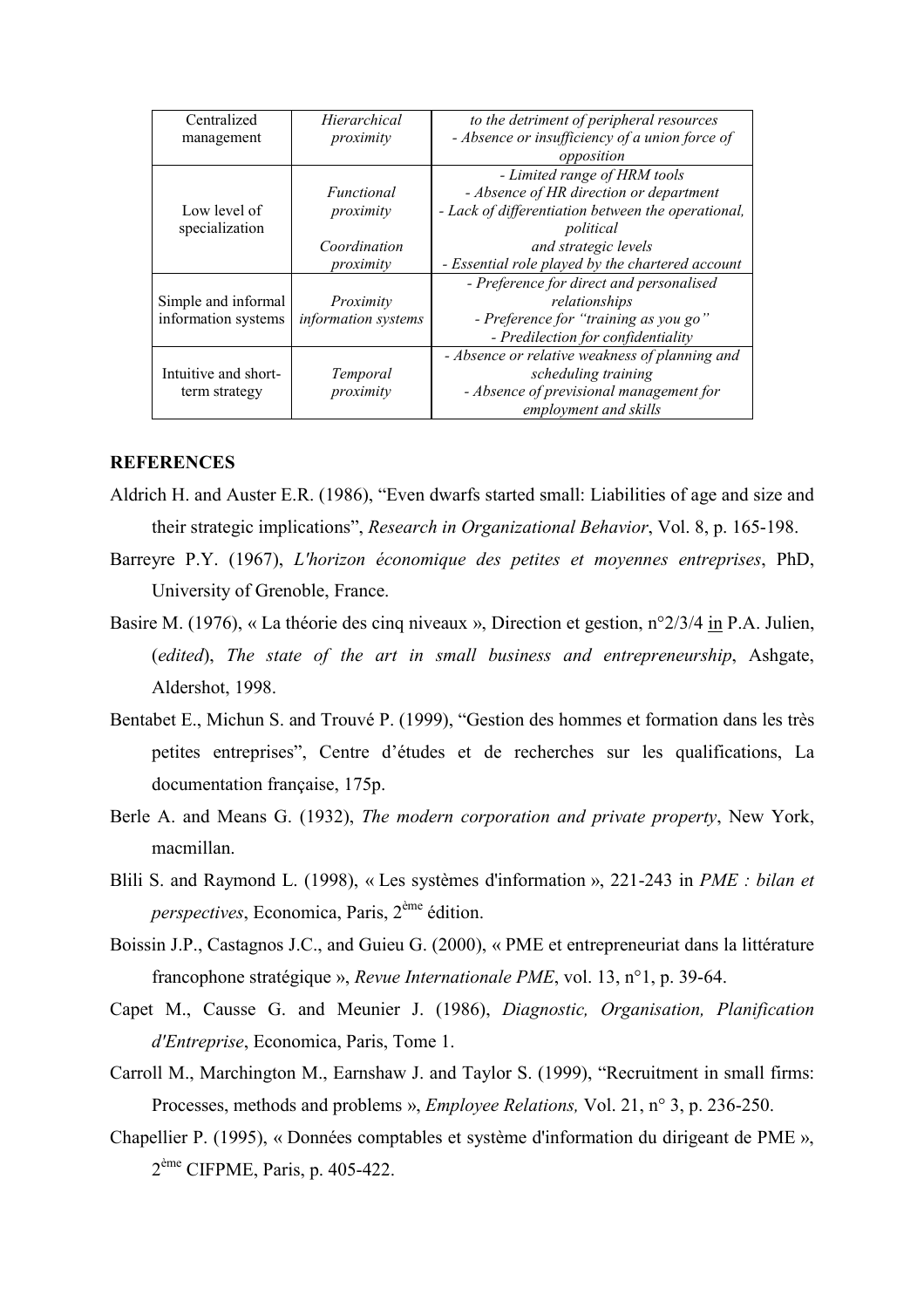| Centralized management | *Hierarchical proximity* | *to the detriment of peripheral resources*<br>*- Absence or insufficiency of a union force of opposition* |
|---|---|---|
| Low level of specialization | *Functional proximity*<br><br>*Coordination proximity* | *- Limited range of HRM tools*<br>*- Absence of HR direction or department*<br>*- Lack of differentiation between the operational, political and strategic levels*<br>*- Essential role played by the chartered account* |
| Simple and informal information systems | *Proximity information systems* | *- Preference for direct and personalised relationships*<br>*- Preference for "training as you go"*<br>*- Predilection for confidentiality* |
| Intuitive and short-term strategy | *Temporal proximity* | *- Absence or relative weakness of planning and scheduling training*<br>*- Absence of previsional management for employment and skills* |

## REFERENCES

Aldrich H. and Auster E.R. (1986), "Even dwarfs started small: Liabilities of age and size and their strategic implications", *Research in Organizational Behavior*, Vol. 8, p. 165-198.

Barreyre P.Y. (1967), *L'horizon économique des petites et moyennes entreprises*, PhD, University of Grenoble, France.

Basire M. (1976), « La théorie des cinq niveaux », Direction et gestion, n°2/3/4 in P.A. Julien, (*edited*), *The state of the art in small business and entrepreneurship*, Ashgate, Aldershot, 1998.

Bentabet E., Michun S. and Trouvé P. (1999), "Gestion des hommes et formation dans les très petites entreprises", Centre d'études et de recherches sur les qualifications, La documentation française, 175p.

Berle A. and Means G. (1932), *The modern corporation and private property*, New York, macmillan.

Blili S. and Raymond L. (1998), « Les systèmes d'information », 221-243 in *PME : bilan et perspectives*, Economica, Paris, 2ème édition.

Boissin J.P., Castagnos J.C., and Guieu G. (2000), « PME et entrepreneuriat dans la littérature francophone stratégique », *Revue Internationale PME*, vol. 13, n°1, p. 39-64.

Capet M., Causse G. and Meunier J. (1986), *Diagnostic, Organisation, Planification d'Entreprise*, Economica, Paris, Tome 1.

Carroll M., Marchington M., Earnshaw J. and Taylor S. (1999), "Recruitment in small firms: Processes, methods and problems », *Employee Relations,* Vol. 21, n° 3, p. 236-250.

Chapellier P. (1995), « Données comptables et système d'information du dirigeant de PME », 2ème CIFPME, Paris, p. 405-422.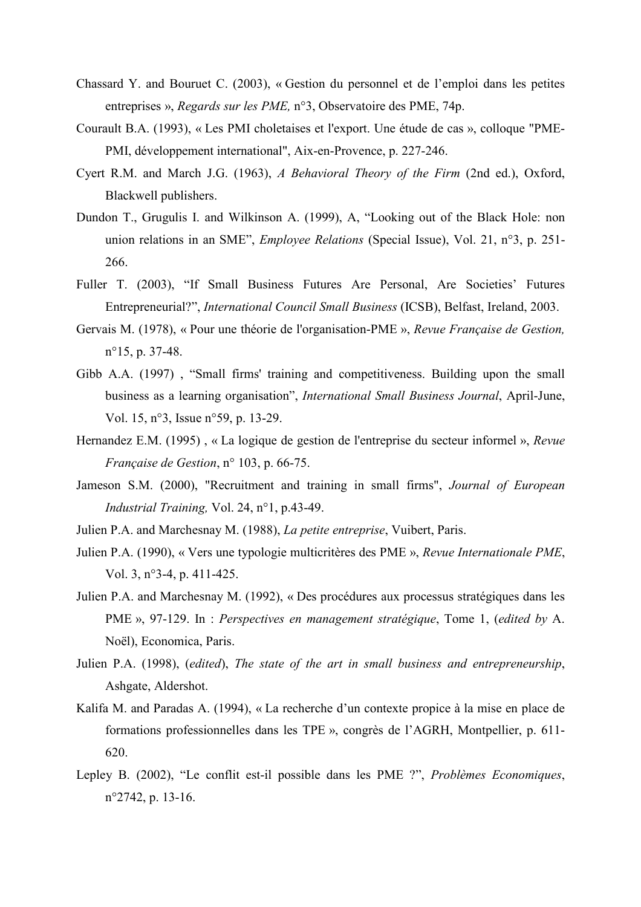Chassard Y. and Bouruet C. (2003), « Gestion du personnel et de l'emploi dans les petites entreprises », *Regards sur les PME,* n°3, Observatoire des PME, 74p.

Courault B.A. (1993), « Les PMI choletaises et l'export. Une étude de cas », colloque "PME-PMI, développement international", Aix-en-Provence, p. 227-246.

Cyert R.M. and March J.G. (1963), *A Behavioral Theory of the Firm* (2nd ed.), Oxford, Blackwell publishers.

Dundon T., Grugulis I. and Wilkinson A. (1999), A, "Looking out of the Black Hole: non union relations in an SME", *Employee Relations* (Special Issue), Vol. 21, n°3, p. 251-266.

Fuller T. (2003), "If Small Business Futures Are Personal, Are Societies' Futures Entrepreneurial?", *International Council Small Business* (ICSB), Belfast, Ireland, 2003.

Gervais M. (1978), « Pour une théorie de l'organisation-PME », *Revue Française de Gestion,* n°15, p. 37-48.

Gibb A.A. (1997) , "Small firms' training and competitiveness. Building upon the small business as a learning organisation", *International Small Business Journal*, April-June, Vol. 15, n°3, Issue n°59, p. 13-29.

Hernandez E.M. (1995) , « La logique de gestion de l'entreprise du secteur informel », *Revue Française de Gestion*, n° 103, p. 66-75.

Jameson S.M. (2000), "Recruitment and training in small firms", *Journal of European Industrial Training,* Vol. 24, n°1, p.43-49.

Julien P.A. and Marchesnay M. (1988), *La petite entreprise*, Vuibert, Paris.

Julien P.A. (1990), « Vers une typologie multicritères des PME », *Revue Internationale PME*, Vol. 3, n°3-4, p. 411-425.

Julien P.A. and Marchesnay M. (1992), « Des procédures aux processus stratégiques dans les PME », 97-129. In : *Perspectives en management stratégique*, Tome 1, (*edited by* A. Noël), Economica, Paris.

Julien P.A. (1998), (*edited*), *The state of the art in small business and entrepreneurship*, Ashgate, Aldershot.

Kalifa M. and Paradas A. (1994), « La recherche d'un contexte propice à la mise en place de formations professionnelles dans les TPE », congrès de l'AGRH, Montpellier, p. 611-620.

Lepley B. (2002), "Le conflit est-il possible dans les PME ?", *Problèmes Economiques*, n°2742, p. 13-16.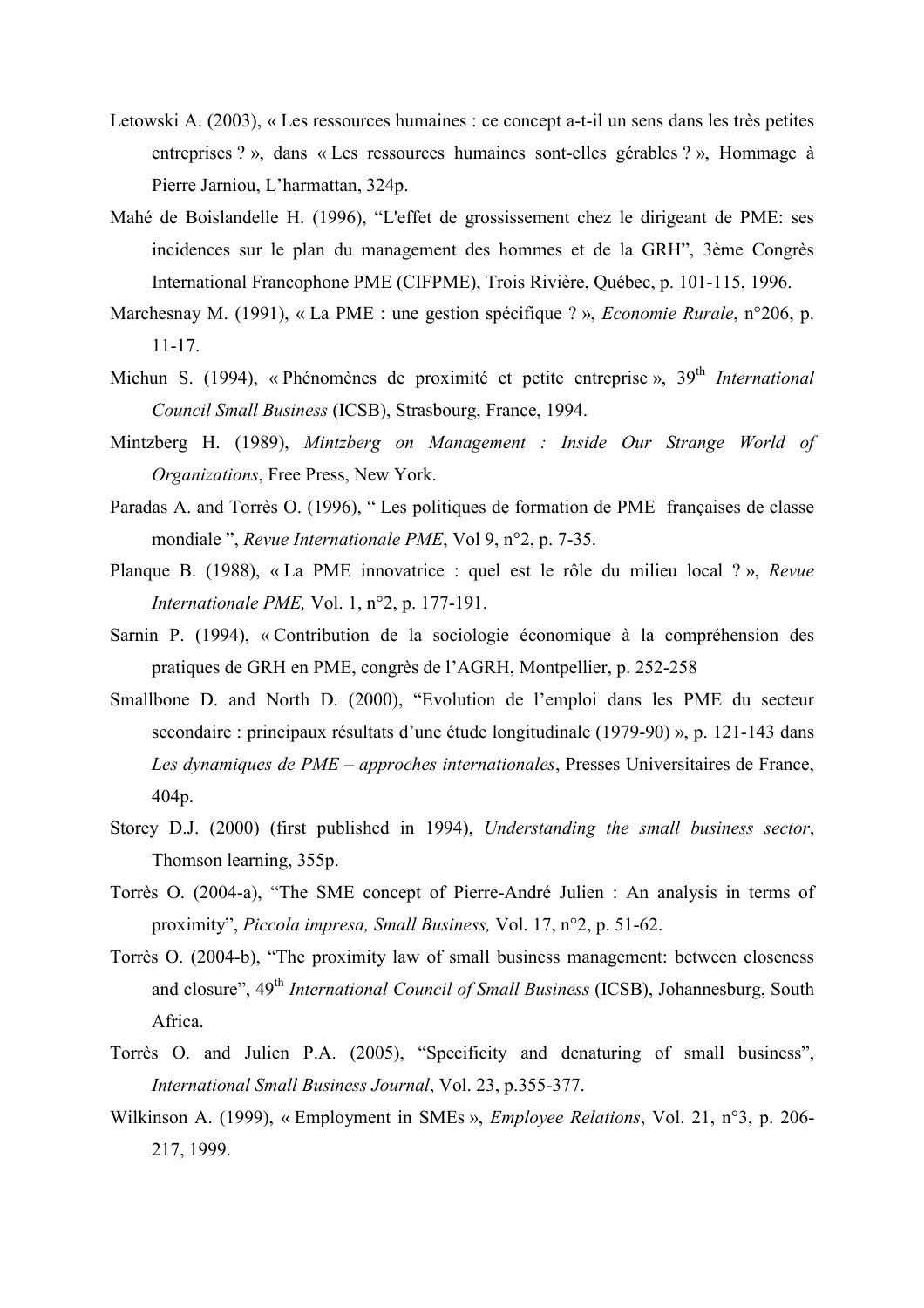Letowski A. (2003), « Les ressources humaines : ce concept a-t-il un sens dans les très petites entreprises ? », dans « Les ressources humaines sont-elles gérables ? », Hommage à Pierre Jarniou, L'harmattan, 324p.

Mahé de Boislandelle H. (1996), "L'effet de grossissement chez le dirigeant de PME: ses incidences sur le plan du management des hommes et de la GRH", 3ème Congrès International Francophone PME (CIFPME), Trois Rivière, Québec, p. 101-115, 1996.

Marchesnay M. (1991), « La PME : une gestion spécifique ? », *Economie Rurale*, n°206, p. 11-17.

Michun S. (1994), « Phénomènes de proximité et petite entreprise », 39th *International Council Small Business* (ICSB), Strasbourg, France, 1994.

Mintzberg H. (1989), *Mintzberg on Management : Inside Our Strange World of Organizations*, Free Press, New York.

Paradas A. and Torrès O. (1996), " Les politiques de formation de PME françaises de classe mondiale ", *Revue Internationale PME*, Vol 9, n°2, p. 7-35.

Planque B. (1988), « La PME innovatrice : quel est le rôle du milieu local ? », *Revue Internationale PME,* Vol. 1, n°2, p. 177-191.

Sarnin P. (1994), « Contribution de la sociologie économique à la compréhension des pratiques de GRH en PME, congrès de l'AGRH, Montpellier, p. 252-258

Smallbone D. and North D. (2000), "Evolution de l'emploi dans les PME du secteur secondaire : principaux résultats d'une étude longitudinale (1979-90) », p. 121-143 dans *Les dynamiques de PME – approches internationales*, Presses Universitaires de France, 404p.

Storey D.J. (2000) (first published in 1994), *Understanding the small business sector*, Thomson learning, 355p.

Torrès O. (2004-a), "The SME concept of Pierre-André Julien : An analysis in terms of proximity", *Piccola impresa, Small Business,* Vol. 17, n°2, p. 51-62.

Torrès O. (2004-b), "The proximity law of small business management: between closeness and closure", 49th *International Council of Small Business* (ICSB), Johannesburg, South Africa.

Torrès O. and Julien P.A. (2005), "Specificity and denaturing of small business", *International Small Business Journal*, Vol. 23, p.355-377.

Wilkinson A. (1999), « Employment in SMEs », *Employee Relations*, Vol. 21, n°3, p. 206-217, 1999.